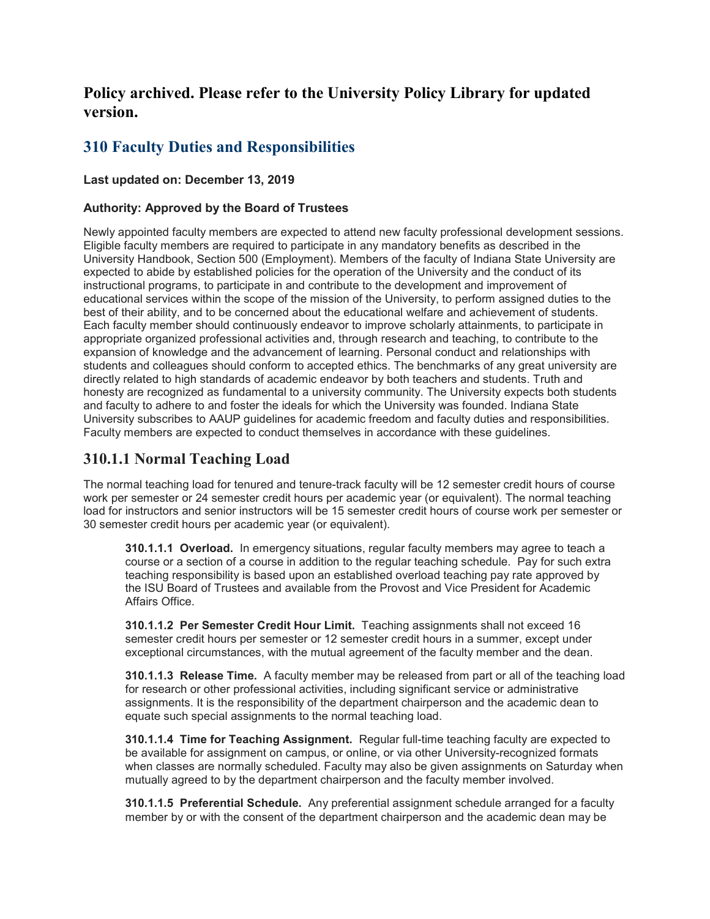## Policy archived. Please refer to the University Policy Library for updated version.

## 310 Faculty Duties and Responsibilities

**Last updated on: December 13, 2019**

**Authority: Approved by the Board of Trustees**

Newly appointed faculty members are expected to attend new faculty professional development sessions. Eligible faculty members are required to participate in any mandatory benefits as described in the University Handbook, Section 500 (Employment). Members of the faculty of Indiana State University are expected to abide by established policies for the operation of the University and the conduct of its instructional programs, to participate in and contribute to the development and improvement of educational services within the scope of the mission of the University, to perform assigned duties to the best of their ability, and to be concerned about the educational welfare and achievement of students. Each faculty member should continuously endeavor to improve scholarly attainments, to participate in appropriate organized professional activities and, through research and teaching, to contribute to the expansion of knowledge and the advancement of learning. Personal conduct and relationships with students and colleagues should conform to accepted ethics. The benchmarks of any great university are directly related to high standards of academic endeavor by both teachers and students. Truth and honesty are recognized as fundamental to a university community. The University expects both students and faculty to adhere to and foster the ideals for which the University was founded. Indiana State University subscribes to AAUP guidelines for academic freedom and faculty duties and responsibilities. Faculty members are expected to conduct themselves in accordance with these guidelines.

## 310.1.1 Normal Teaching Load

The normal teaching load for tenured and tenure-track faculty will be 12 semester credit hours of course work per semester or 24 semester credit hours per academic year (or equivalent). The normal teaching load for instructors and senior instructors will be 15 semester credit hours of course work per semester or 30 semester credit hours per academic year (or equivalent).

**310.1.1.1 Overload.** In emergency situations, regular faculty members may agree to teach a course or a section of a course in addition to the regular teaching schedule. Pay for such extra teaching responsibility is based upon an established overload teaching pay rate approved by the ISU Board of Trustees and available from the Provost and Vice President for Academic Affairs Office.

**310.1.1.2 Per Semester Credit Hour Limit.** Teaching assignments shall not exceed 16 semester credit hours per semester or 12 semester credit hours in a summer, except under exceptional circumstances, with the mutual agreement of the faculty member and the dean.

**310.1.1.3 Release Time.** A faculty member may be released from part or all of the teaching load for research or other professional activities, including significant service or administrative assignments. It is the responsibility of the department chairperson and the academic dean to equate such special assignments to the normal teaching load.

**310.1.1.4 Time for Teaching Assignment.** Regular full-time teaching faculty are expected to be available for assignment on campus, or online, or via other University-recognized formats when classes are normally scheduled. Faculty may also be given assignments on Saturday when mutually agreed to by the department chairperson and the faculty member involved.

**310.1.1.5 Preferential Schedule.** Any preferential assignment schedule arranged for a faculty member by or with the consent of the department chairperson and the academic dean may be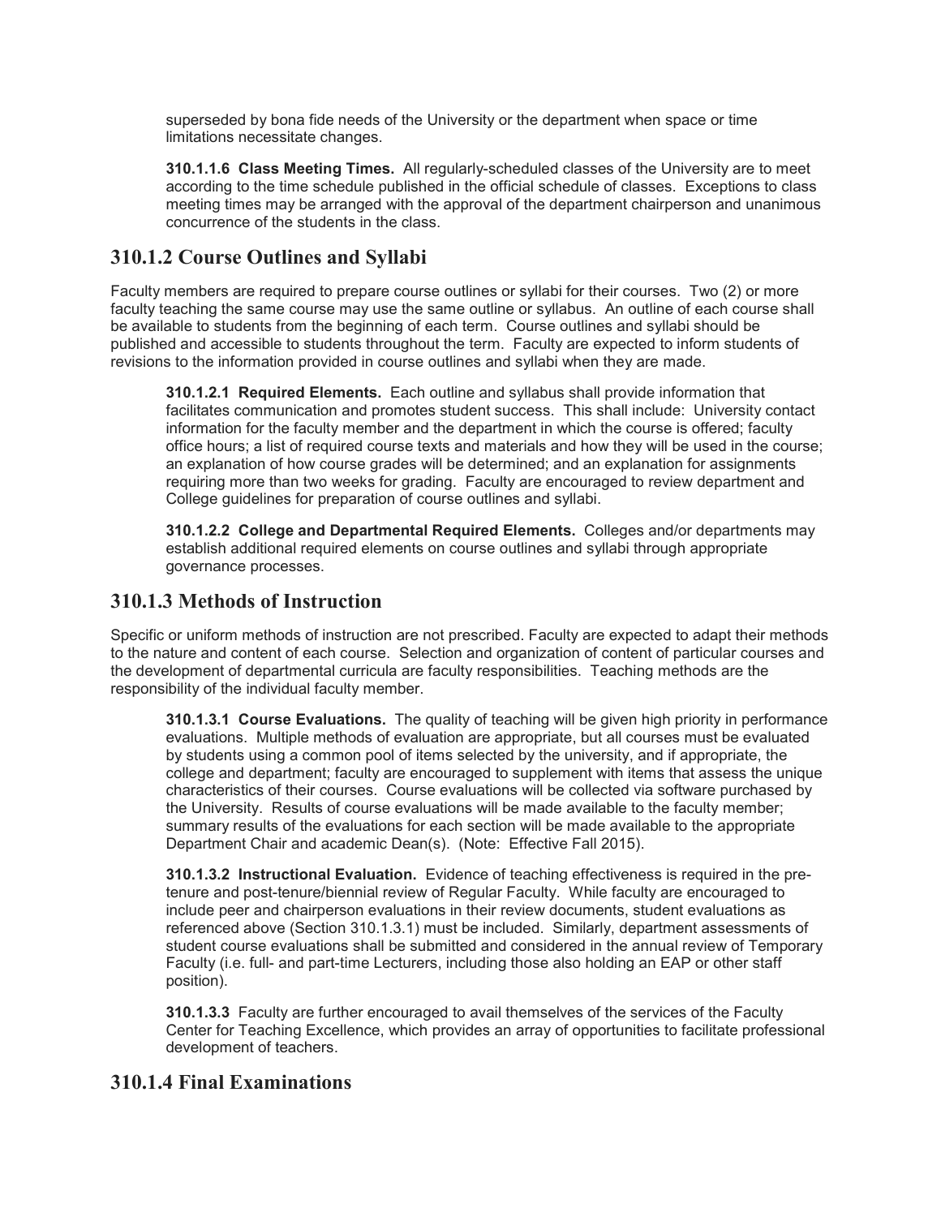superseded by bona fide needs of the University or the department when space or time limitations necessitate changes.

**310.1.1.6 Class Meeting Times.** All regularly-scheduled classes of the University are to meet according to the time schedule published in the official schedule of classes. Exceptions to class meeting times may be arranged with the approval of the department chairperson and unanimous concurrence of the students in the class.

## 310.1.2 Course Outlines and Syllabi

Faculty members are required to prepare course outlines or syllabi for their courses. Two (2) or more faculty teaching the same course may use the same outline or syllabus. An outline of each course shall be available to students from the beginning of each term. Course outlines and syllabi should be published and accessible to students throughout the term. Faculty are expected to inform students of revisions to the information provided in course outlines and syllabi when they are made.

**310.1.2.1 Required Elements.** Each outline and syllabus shall provide information that facilitates communication and promotes student success. This shall include: University contact information for the faculty member and the department in which the course is offered; faculty office hours; a list of required course texts and materials and how they will be used in the course; an explanation of how course grades will be determined; and an explanation for assignments requiring more than two weeks for grading. Faculty are encouraged to review department and College guidelines for preparation of course outlines and syllabi.

**310.1.2.2 College and Departmental Required Elements.** Colleges and/or departments may establish additional required elements on course outlines and syllabi through appropriate governance processes.

## 310.1.3 Methods of Instruction

Specific or uniform methods of instruction are not prescribed. Faculty are expected to adapt their methods to the nature and content of each course. Selection and organization of content of particular courses and the development of departmental curricula are faculty responsibilities. Teaching methods are the responsibility of the individual faculty member.

**310.1.3.1 Course Evaluations.** The quality of teaching will be given high priority in performance evaluations. Multiple methods of evaluation are appropriate, but all courses must be evaluated by students using a common pool of items selected by the university, and if appropriate, the college and department; faculty are encouraged to supplement with items that assess the unique characteristics of their courses. Course evaluations will be collected via software purchased by the University. Results of course evaluations will be made available to the faculty member; summary results of the evaluations for each section will be made available to the appropriate Department Chair and academic Dean(s). (Note: Effective Fall 2015).

**310.1.3.2 Instructional Evaluation.** Evidence of teaching effectiveness is required in the pre-tenure and post-tenure/biennial review of Regular Faculty. While faculty are encouraged to include peer and chairperson evaluations in their review documents, student evaluations as referenced above (Section 310.1.3.1) must be included. Similarly, department assessments of student course evaluations shall be submitted and considered in the annual review of Temporary Faculty (i.e. full- and part-time Lecturers, including those also holding an EAP or other staff position).

**310.1.3.3** Faculty are further encouraged to avail themselves of the services of the Faculty Center for Teaching Excellence, which provides an array of opportunities to facilitate professional development of teachers.

## 310.1.4 Final Examinations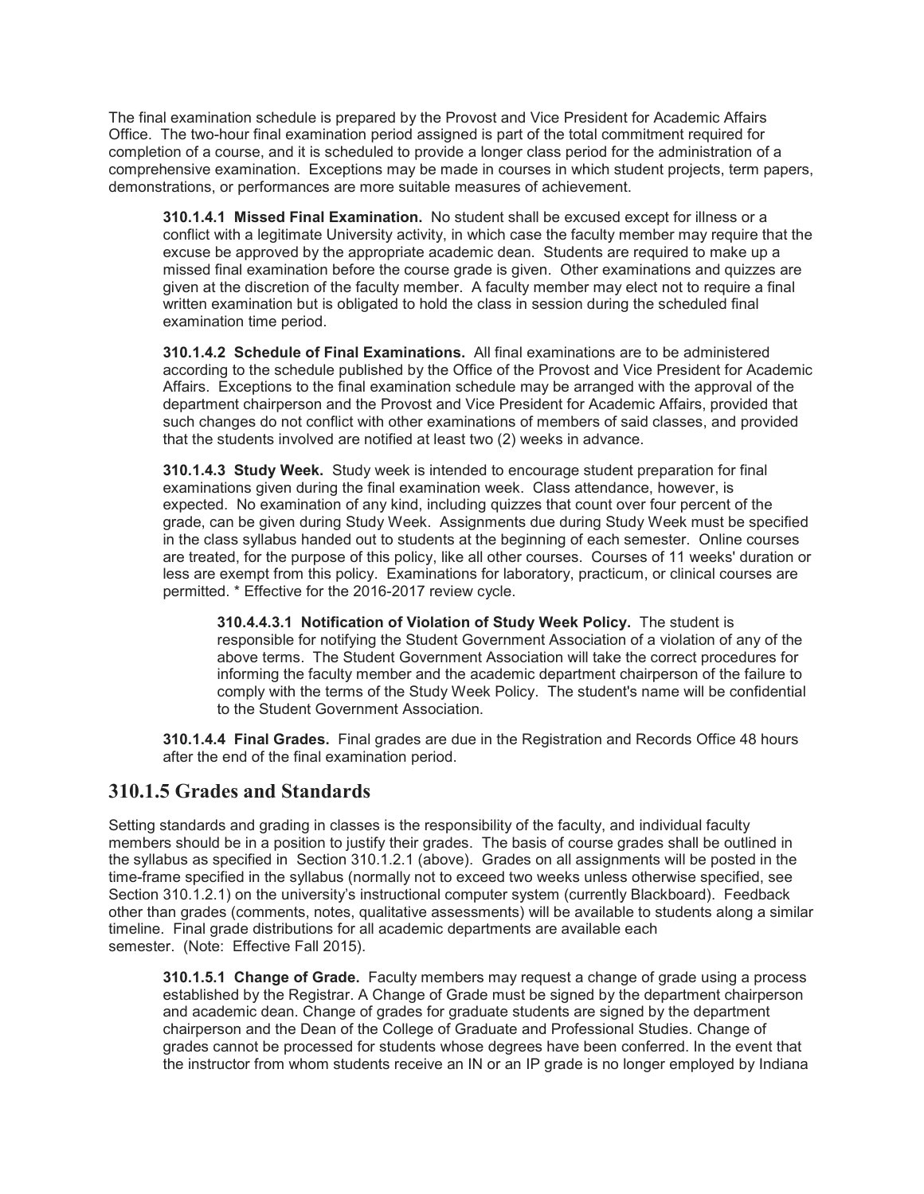The final examination schedule is prepared by the Provost and Vice President for Academic Affairs Office. The two-hour final examination period assigned is part of the total commitment required for completion of a course, and it is scheduled to provide a longer class period for the administration of a comprehensive examination. Exceptions may be made in courses in which student projects, term papers, demonstrations, or performances are more suitable measures of achievement.

**310.1.4.1 Missed Final Examination.** No student shall be excused except for illness or a conflict with a legitimate University activity, in which case the faculty member may require that the excuse be approved by the appropriate academic dean. Students are required to make up a missed final examination before the course grade is given. Other examinations and quizzes are given at the discretion of the faculty member. A faculty member may elect not to require a final written examination but is obligated to hold the class in session during the scheduled final examination time period.

**310.1.4.2 Schedule of Final Examinations.** All final examinations are to be administered according to the schedule published by the Office of the Provost and Vice President for Academic Affairs. Exceptions to the final examination schedule may be arranged with the approval of the department chairperson and the Provost and Vice President for Academic Affairs, provided that such changes do not conflict with other examinations of members of said classes, and provided that the students involved are notified at least two (2) weeks in advance.

**310.1.4.3 Study Week.** Study week is intended to encourage student preparation for final examinations given during the final examination week. Class attendance, however, is expected. No examination of any kind, including quizzes that count over four percent of the grade, can be given during Study Week. Assignments due during Study Week must be specified in the class syllabus handed out to students at the beginning of each semester. Online courses are treated, for the purpose of this policy, like all other courses. Courses of 11 weeks' duration or less are exempt from this policy. Examinations for laboratory, practicum, or clinical courses are permitted. * Effective for the 2016-2017 review cycle.

**310.4.4.3.1 Notification of Violation of Study Week Policy.** The student is responsible for notifying the Student Government Association of a violation of any of the above terms. The Student Government Association will take the correct procedures for informing the faculty member and the academic department chairperson of the failure to comply with the terms of the Study Week Policy. The student's name will be confidential to the Student Government Association.

**310.1.4.4 Final Grades.** Final grades are due in the Registration and Records Office 48 hours after the end of the final examination period.

## 310.1.5 Grades and Standards

Setting standards and grading in classes is the responsibility of the faculty, and individual faculty members should be in a position to justify their grades. The basis of course grades shall be outlined in the syllabus as specified in Section 310.1.2.1 (above). Grades on all assignments will be posted in the time-frame specified in the syllabus (normally not to exceed two weeks unless otherwise specified, see Section 310.1.2.1) on the university's instructional computer system (currently Blackboard). Feedback other than grades (comments, notes, qualitative assessments) will be available to students along a similar timeline. Final grade distributions for all academic departments are available each semester. (Note: Effective Fall 2015).

**310.1.5.1 Change of Grade.** Faculty members may request a change of grade using a process established by the Registrar. A Change of Grade must be signed by the department chairperson and academic dean. Change of grades for graduate students are signed by the department chairperson and the Dean of the College of Graduate and Professional Studies. Change of grades cannot be processed for students whose degrees have been conferred. In the event that the instructor from whom students receive an IN or an IP grade is no longer employed by Indiana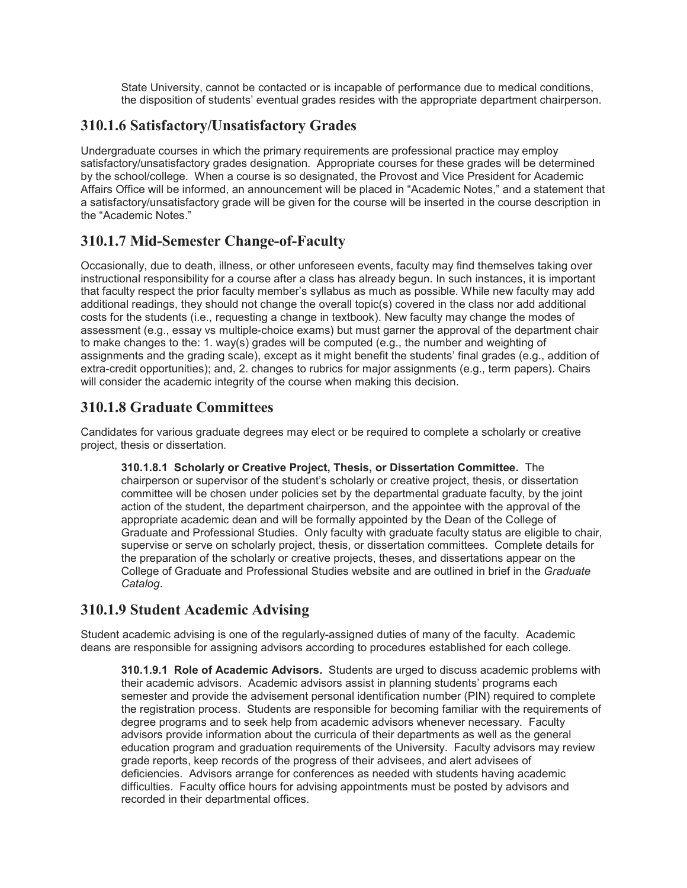State University, cannot be contacted or is incapable of performance due to medical conditions, the disposition of students' eventual grades resides with the appropriate department chairperson.

## 310.1.6 Satisfactory/Unsatisfactory Grades

Undergraduate courses in which the primary requirements are professional practice may employ satisfactory/unsatisfactory grades designation. Appropriate courses for these grades will be determined by the school/college. When a course is so designated, the Provost and Vice President for Academic Affairs Office will be informed, an announcement will be placed in "Academic Notes," and a statement that a satisfactory/unsatisfactory grade will be given for the course will be inserted in the course description in the "Academic Notes."

## 310.1.7 Mid-Semester Change-of-Faculty

Occasionally, due to death, illness, or other unforeseen events, faculty may find themselves taking over instructional responsibility for a course after a class has already begun. In such instances, it is important that faculty respect the prior faculty member's syllabus as much as possible. While new faculty may add additional readings, they should not change the overall topic(s) covered in the class nor add additional costs for the students (i.e., requesting a change in textbook). New faculty may change the modes of assessment (e.g., essay vs multiple-choice exams) but must garner the approval of the department chair to make changes to the: 1. way(s) grades will be computed (e.g., the number and weighting of assignments and the grading scale), except as it might benefit the students' final grades (e.g., addition of extra-credit opportunities); and, 2. changes to rubrics for major assignments (e.g., term papers). Chairs will consider the academic integrity of the course when making this decision.

## 310.1.8 Graduate Committees

Candidates for various graduate degrees may elect or be required to complete a scholarly or creative project, thesis or dissertation.

**310.1.8.1 Scholarly or Creative Project, Thesis, or Dissertation Committee.** The chairperson or supervisor of the student's scholarly or creative project, thesis, or dissertation committee will be chosen under policies set by the departmental graduate faculty, by the joint action of the student, the department chairperson, and the appointee with the approval of the appropriate academic dean and will be formally appointed by the Dean of the College of Graduate and Professional Studies. Only faculty with graduate faculty status are eligible to chair, supervise or serve on scholarly project, thesis, or dissertation committees. Complete details for the preparation of the scholarly or creative projects, theses, and dissertations appear on the College of Graduate and Professional Studies website and are outlined in brief in the *Graduate Catalog*.

## 310.1.9 Student Academic Advising

Student academic advising is one of the regularly-assigned duties of many of the faculty. Academic deans are responsible for assigning advisors according to procedures established for each college.

**310.1.9.1 Role of Academic Advisors.** Students are urged to discuss academic problems with their academic advisors. Academic advisors assist in planning students' programs each semester and provide the advisement personal identification number (PIN) required to complete the registration process. Students are responsible for becoming familiar with the requirements of degree programs and to seek help from academic advisors whenever necessary. Faculty advisors provide information about the curricula of their departments as well as the general education program and graduation requirements of the University. Faculty advisors may review grade reports, keep records of the progress of their advisees, and alert advisees of deficiencies. Advisors arrange for conferences as needed with students having academic difficulties. Faculty office hours for advising appointments must be posted by advisors and recorded in their departmental offices.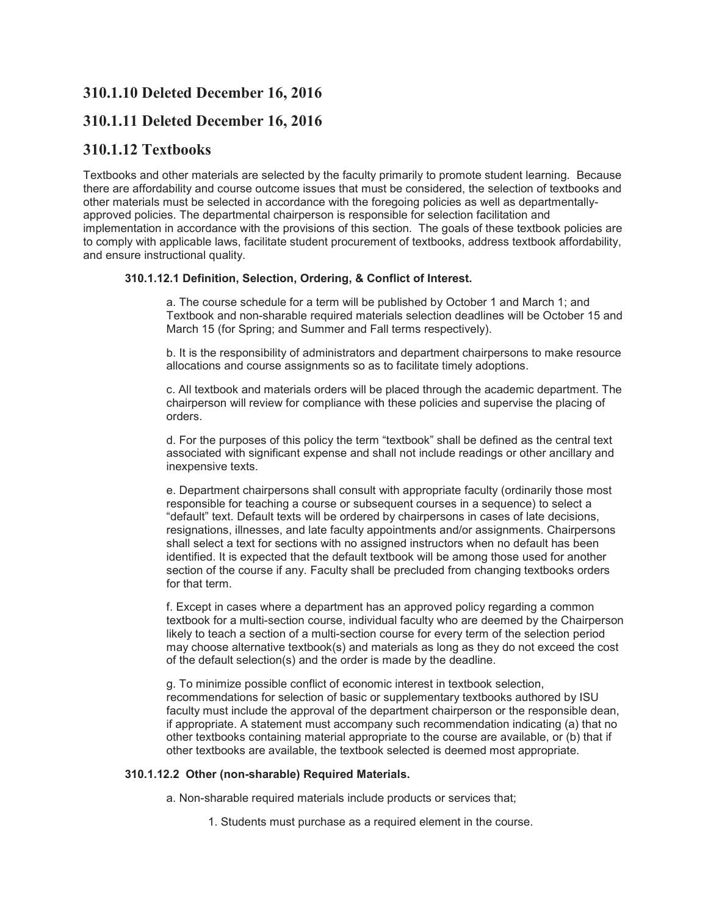## 310.1.10 Deleted December 16, 2016

## 310.1.11 Deleted December 16, 2016

## 310.1.12 Textbooks

Textbooks and other materials are selected by the faculty primarily to promote student learning. Because there are affordability and course outcome issues that must be considered, the selection of textbooks and other materials must be selected in accordance with the foregoing policies as well as departmentally-approved policies. The departmental chairperson is responsible for selection facilitation and implementation in accordance with the provisions of this section. The goals of these textbook policies are to comply with applicable laws, facilitate student procurement of textbooks, address textbook affordability, and ensure instructional quality.

#### 310.1.12.1 Definition, Selection, Ordering, & Conflict of Interest.

a. The course schedule for a term will be published by October 1 and March 1; and Textbook and non-sharable required materials selection deadlines will be October 15 and March 15 (for Spring; and Summer and Fall terms respectively).

b. It is the responsibility of administrators and department chairpersons to make resource allocations and course assignments so as to facilitate timely adoptions.

c. All textbook and materials orders will be placed through the academic department. The chairperson will review for compliance with these policies and supervise the placing of orders.

d. For the purposes of this policy the term "textbook" shall be defined as the central text associated with significant expense and shall not include readings or other ancillary and inexpensive texts.

e. Department chairpersons shall consult with appropriate faculty (ordinarily those most responsible for teaching a course or subsequent courses in a sequence) to select a "default" text. Default texts will be ordered by chairpersons in cases of late decisions, resignations, illnesses, and late faculty appointments and/or assignments. Chairpersons shall select a text for sections with no assigned instructors when no default has been identified. It is expected that the default textbook will be among those used for another section of the course if any. Faculty shall be precluded from changing textbooks orders for that term.

f. Except in cases where a department has an approved policy regarding a common textbook for a multi-section course, individual faculty who are deemed by the Chairperson likely to teach a section of a multi-section course for every term of the selection period may choose alternative textbook(s) and materials as long as they do not exceed the cost of the default selection(s) and the order is made by the deadline.

g. To minimize possible conflict of economic interest in textbook selection, recommendations for selection of basic or supplementary textbooks authored by ISU faculty must include the approval of the department chairperson or the responsible dean, if appropriate. A statement must accompany such recommendation indicating (a) that no other textbooks containing material appropriate to the course are available, or (b) that if other textbooks are available, the textbook selected is deemed most appropriate.

#### 310.1.12.2 Other (non-sharable) Required Materials.

a. Non-sharable required materials include products or services that;

1. Students must purchase as a required element in the course.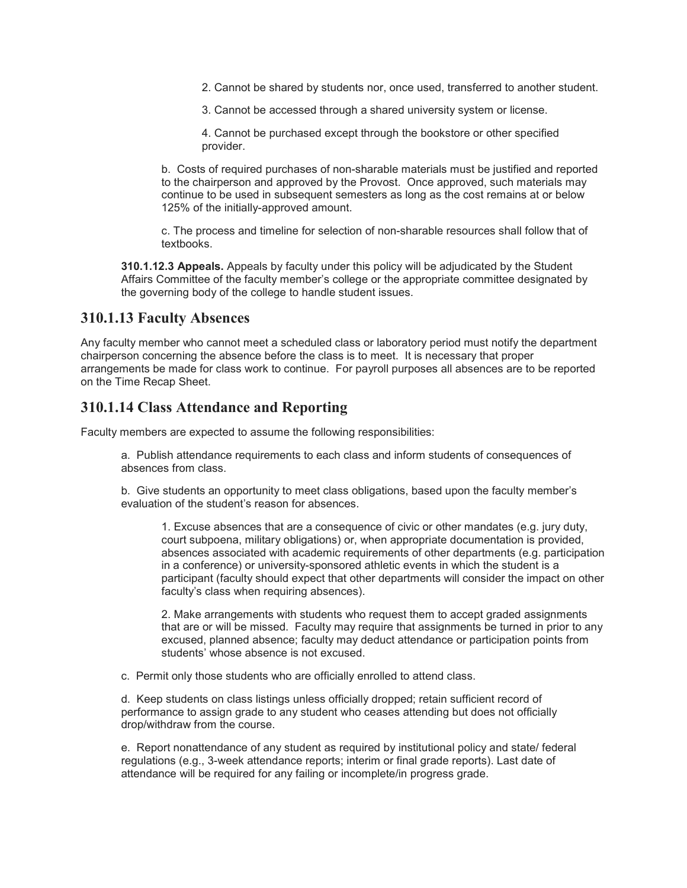2. Cannot be shared by students nor, once used, transferred to another student.

3. Cannot be accessed through a shared university system or license.

4. Cannot be purchased except through the bookstore or other specified provider.

b. Costs of required purchases of non-sharable materials must be justified and reported to the chairperson and approved by the Provost. Once approved, such materials may continue to be used in subsequent semesters as long as the cost remains at or below 125% of the initially-approved amount.

c. The process and timeline for selection of non-sharable resources shall follow that of textbooks.

**310.1.12.3 Appeals.** Appeals by faculty under this policy will be adjudicated by the Student Affairs Committee of the faculty member's college or the appropriate committee designated by the governing body of the college to handle student issues.

## 310.1.13 Faculty Absences

Any faculty member who cannot meet a scheduled class or laboratory period must notify the department chairperson concerning the absence before the class is to meet. It is necessary that proper arrangements be made for class work to continue. For payroll purposes all absences are to be reported on the Time Recap Sheet.

## 310.1.14 Class Attendance and Reporting

Faculty members are expected to assume the following responsibilities:

a. Publish attendance requirements to each class and inform students of consequences of absences from class.

b. Give students an opportunity to meet class obligations, based upon the faculty member's evaluation of the student's reason for absences.

1. Excuse absences that are a consequence of civic or other mandates (e.g. jury duty, court subpoena, military obligations) or, when appropriate documentation is provided, absences associated with academic requirements of other departments (e.g. participation in a conference) or university-sponsored athletic events in which the student is a participant (faculty should expect that other departments will consider the impact on other faculty's class when requiring absences).

2. Make arrangements with students who request them to accept graded assignments that are or will be missed. Faculty may require that assignments be turned in prior to any excused, planned absence; faculty may deduct attendance or participation points from students' whose absence is not excused.

c. Permit only those students who are officially enrolled to attend class.

d. Keep students on class listings unless officially dropped; retain sufficient record of performance to assign grade to any student who ceases attending but does not officially drop/withdraw from the course.

e. Report nonattendance of any student as required by institutional policy and state/ federal regulations (e.g., 3-week attendance reports; interim or final grade reports). Last date of attendance will be required for any failing or incomplete/in progress grade.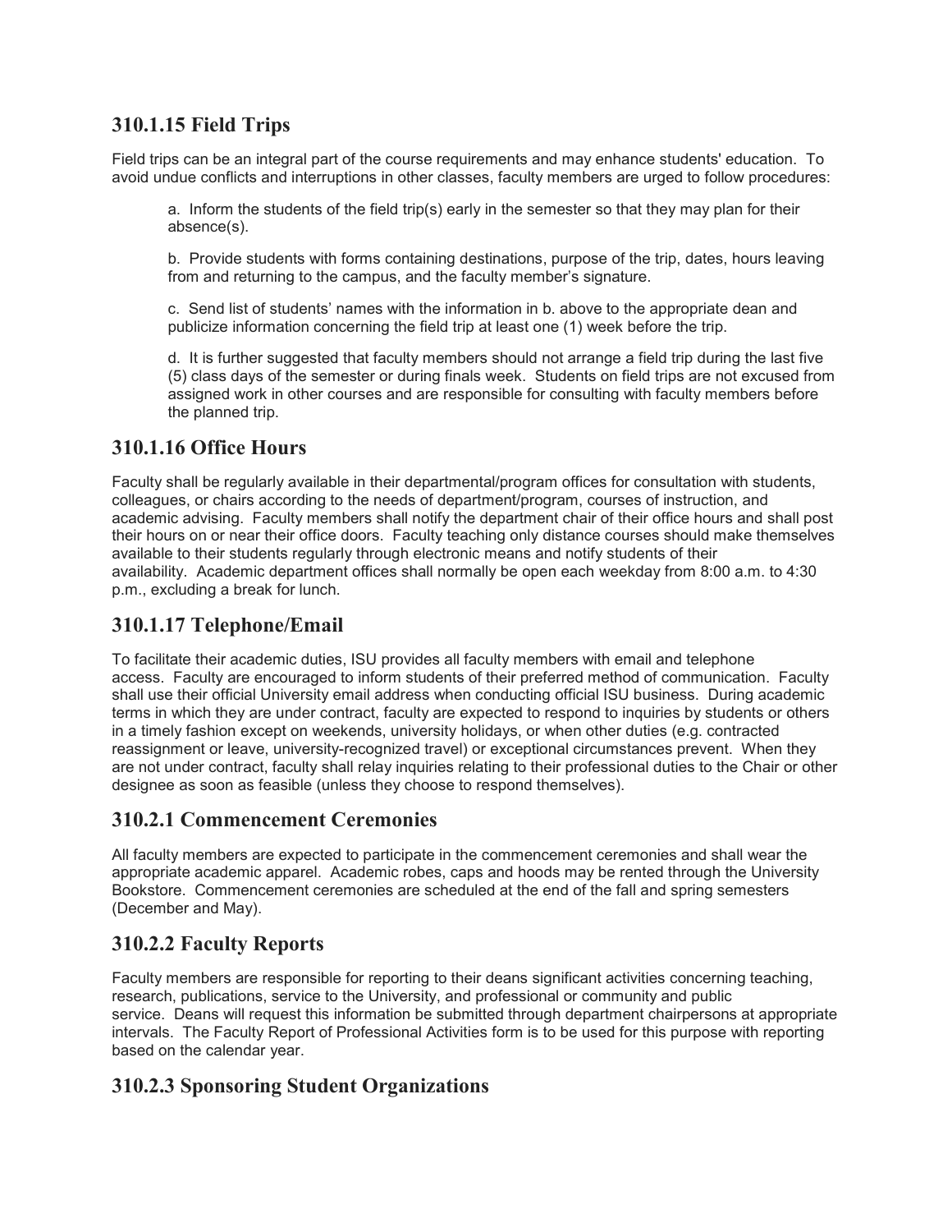## 310.1.15 Field Trips

Field trips can be an integral part of the course requirements and may enhance students' education. To avoid undue conflicts and interruptions in other classes, faculty members are urged to follow procedures:

a. Inform the students of the field trip(s) early in the semester so that they may plan for their absence(s).

b. Provide students with forms containing destinations, purpose of the trip, dates, hours leaving from and returning to the campus, and the faculty member's signature.

c. Send list of students' names with the information in b. above to the appropriate dean and publicize information concerning the field trip at least one (1) week before the trip.

d. It is further suggested that faculty members should not arrange a field trip during the last five (5) class days of the semester or during finals week. Students on field trips are not excused from assigned work in other courses and are responsible for consulting with faculty members before the planned trip.

## 310.1.16 Office Hours

Faculty shall be regularly available in their departmental/program offices for consultation with students, colleagues, or chairs according to the needs of department/program, courses of instruction, and academic advising. Faculty members shall notify the department chair of their office hours and shall post their hours on or near their office doors. Faculty teaching only distance courses should make themselves available to their students regularly through electronic means and notify students of their availability. Academic department offices shall normally be open each weekday from 8:00 a.m. to 4:30 p.m., excluding a break for lunch.

## 310.1.17 Telephone/Email

To facilitate their academic duties, ISU provides all faculty members with email and telephone access. Faculty are encouraged to inform students of their preferred method of communication. Faculty shall use their official University email address when conducting official ISU business. During academic terms in which they are under contract, faculty are expected to respond to inquiries by students or others in a timely fashion except on weekends, university holidays, or when other duties (e.g. contracted reassignment or leave, university-recognized travel) or exceptional circumstances prevent. When they are not under contract, faculty shall relay inquiries relating to their professional duties to the Chair or other designee as soon as feasible (unless they choose to respond themselves).

## 310.2.1 Commencement Ceremonies

All faculty members are expected to participate in the commencement ceremonies and shall wear the appropriate academic apparel. Academic robes, caps and hoods may be rented through the University Bookstore. Commencement ceremonies are scheduled at the end of the fall and spring semesters (December and May).

## 310.2.2 Faculty Reports

Faculty members are responsible for reporting to their deans significant activities concerning teaching, research, publications, service to the University, and professional or community and public service. Deans will request this information be submitted through department chairpersons at appropriate intervals. The Faculty Report of Professional Activities form is to be used for this purpose with reporting based on the calendar year.

## 310.2.3 Sponsoring Student Organizations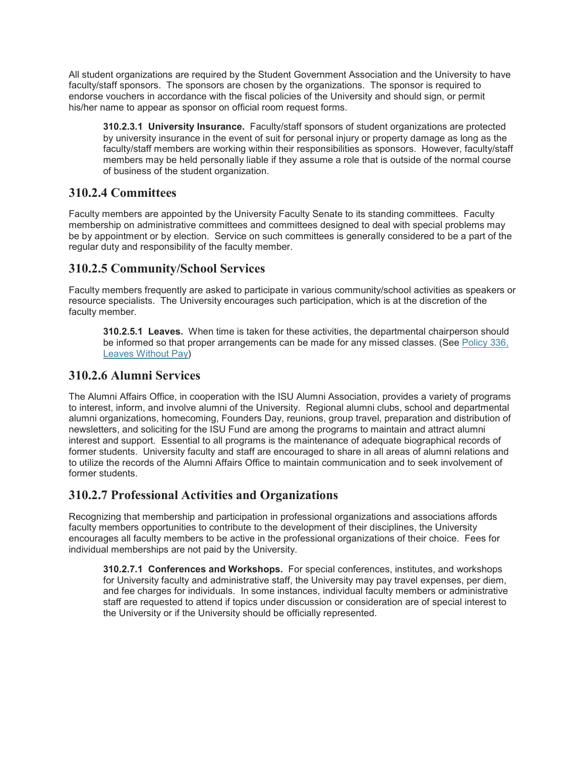All student organizations are required by the Student Government Association and the University to have faculty/staff sponsors. The sponsors are chosen by the organizations. The sponsor is required to endorse vouchers in accordance with the fiscal policies of the University and should sign, or permit his/her name to appear as sponsor on official room request forms.

**310.2.3.1 University Insurance.** Faculty/staff sponsors of student organizations are protected by university insurance in the event of suit for personal injury or property damage as long as the faculty/staff members are working within their responsibilities as sponsors. However, faculty/staff members may be held personally liable if they assume a role that is outside of the normal course of business of the student organization.

## 310.2.4 Committees

Faculty members are appointed by the University Faculty Senate to its standing committees. Faculty membership on administrative committees and committees designed to deal with special problems may be by appointment or by election. Service on such committees is generally considered to be a part of the regular duty and responsibility of the faculty member.

## 310.2.5 Community/School Services

Faculty members frequently are asked to participate in various community/school activities as speakers or resource specialists. The University encourages such participation, which is at the discretion of the faculty member.

**310.2.5.1 Leaves.** When time is taken for these activities, the departmental chairperson should be informed so that proper arrangements can be made for any missed classes. (See Policy 336, Leaves Without Pay)

## 310.2.6 Alumni Services

The Alumni Affairs Office, in cooperation with the ISU Alumni Association, provides a variety of programs to interest, inform, and involve alumni of the University. Regional alumni clubs, school and departmental alumni organizations, homecoming, Founders Day, reunions, group travel, preparation and distribution of newsletters, and soliciting for the ISU Fund are among the programs to maintain and attract alumni interest and support. Essential to all programs is the maintenance of adequate biographical records of former students. University faculty and staff are encouraged to share in all areas of alumni relations and to utilize the records of the Alumni Affairs Office to maintain communication and to seek involvement of former students.

## 310.2.7 Professional Activities and Organizations

Recognizing that membership and participation in professional organizations and associations affords faculty members opportunities to contribute to the development of their disciplines, the University encourages all faculty members to be active in the professional organizations of their choice. Fees for individual memberships are not paid by the University.

**310.2.7.1 Conferences and Workshops.** For special conferences, institutes, and workshops for University faculty and administrative staff, the University may pay travel expenses, per diem, and fee charges for individuals. In some instances, individual faculty members or administrative staff are requested to attend if topics under discussion or consideration are of special interest to the University or if the University should be officially represented.